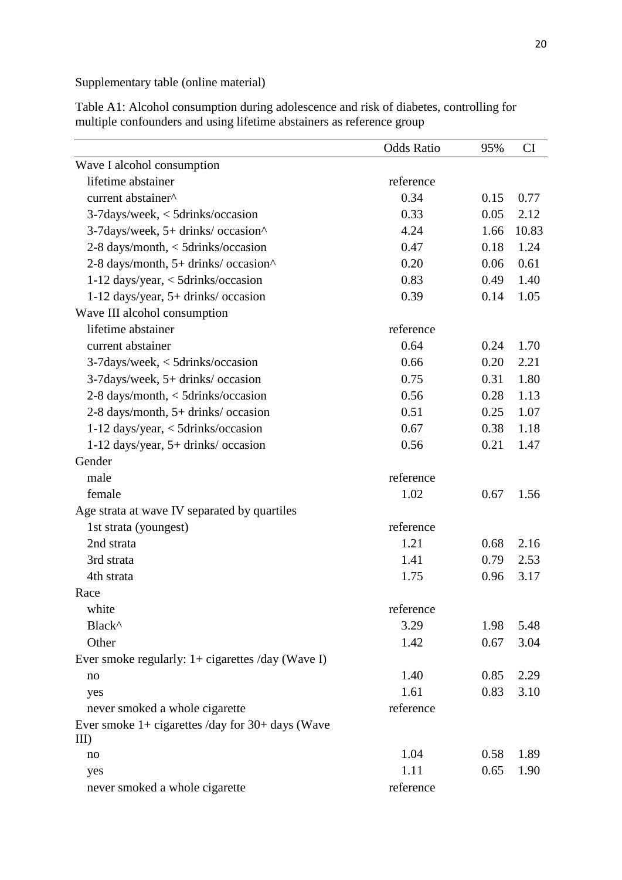Supplementary table (online material)

Table A1: Alcohol consumption during adolescence and risk of diabetes, controlling for multiple confounders and using lifetime abstainers as reference group

| | Odds Ratio | 95% | CI |
|---|---|---|---|
| Wave I alcohol consumption | | | |
| lifetime abstainer | reference | | |
| current abstainer^ | 0.34 | 0.15 | 0.77 |
| 3-7days/week, < 5drinks/occasion | 0.33 | 0.05 | 2.12 |
| 3-7days/week, 5+ drinks/ occasion^ | 4.24 | 1.66 | 10.83 |
| 2-8 days/month, < 5drinks/occasion | 0.47 | 0.18 | 1.24 |
| 2-8 days/month, 5+ drinks/ occasion^ | 0.20 | 0.06 | 0.61 |
| 1-12 days/year, < 5drinks/occasion | 0.83 | 0.49 | 1.40 |
| 1-12 days/year, 5+ drinks/ occasion | 0.39 | 0.14 | 1.05 |
| Wave III alcohol consumption | | | |
| lifetime abstainer | reference | | |
| current abstainer | 0.64 | 0.24 | 1.70 |
| 3-7days/week, < 5drinks/occasion | 0.66 | 0.20 | 2.21 |
| 3-7days/week, 5+ drinks/ occasion | 0.75 | 0.31 | 1.80 |
| 2-8 days/month, < 5drinks/occasion | 0.56 | 0.28 | 1.13 |
| 2-8 days/month, 5+ drinks/ occasion | 0.51 | 0.25 | 1.07 |
| 1-12 days/year, < 5drinks/occasion | 0.67 | 0.38 | 1.18 |
| 1-12 days/year, 5+ drinks/ occasion | 0.56 | 0.21 | 1.47 |
| Gender | | | |
| male | reference | | |
| female | 1.02 | 0.67 | 1.56 |
| Age strata at wave IV separated by quartiles | | | |
| 1st strata (youngest) | reference | | |
| 2nd strata | 1.21 | 0.68 | 2.16 |
| 3rd strata | 1.41 | 0.79 | 2.53 |
| 4th strata | 1.75 | 0.96 | 3.17 |
| Race | | | |
| white | reference | | |
| Black^ | 3.29 | 1.98 | 5.48 |
| Other | 1.42 | 0.67 | 3.04 |
| Ever smoke regularly: 1+ cigarettes /day (Wave I) | | | |
| no | 1.40 | 0.85 | 2.29 |
| yes | 1.61 | 0.83 | 3.10 |
| never smoked a whole cigarette | reference | | |
| Ever smoke 1+ cigarettes /day for 30+ days (Wave III) | | | |
| no | 1.04 | 0.58 | 1.89 |
| yes | 1.11 | 0.65 | 1.90 |
| never smoked a whole cigarette | reference | | |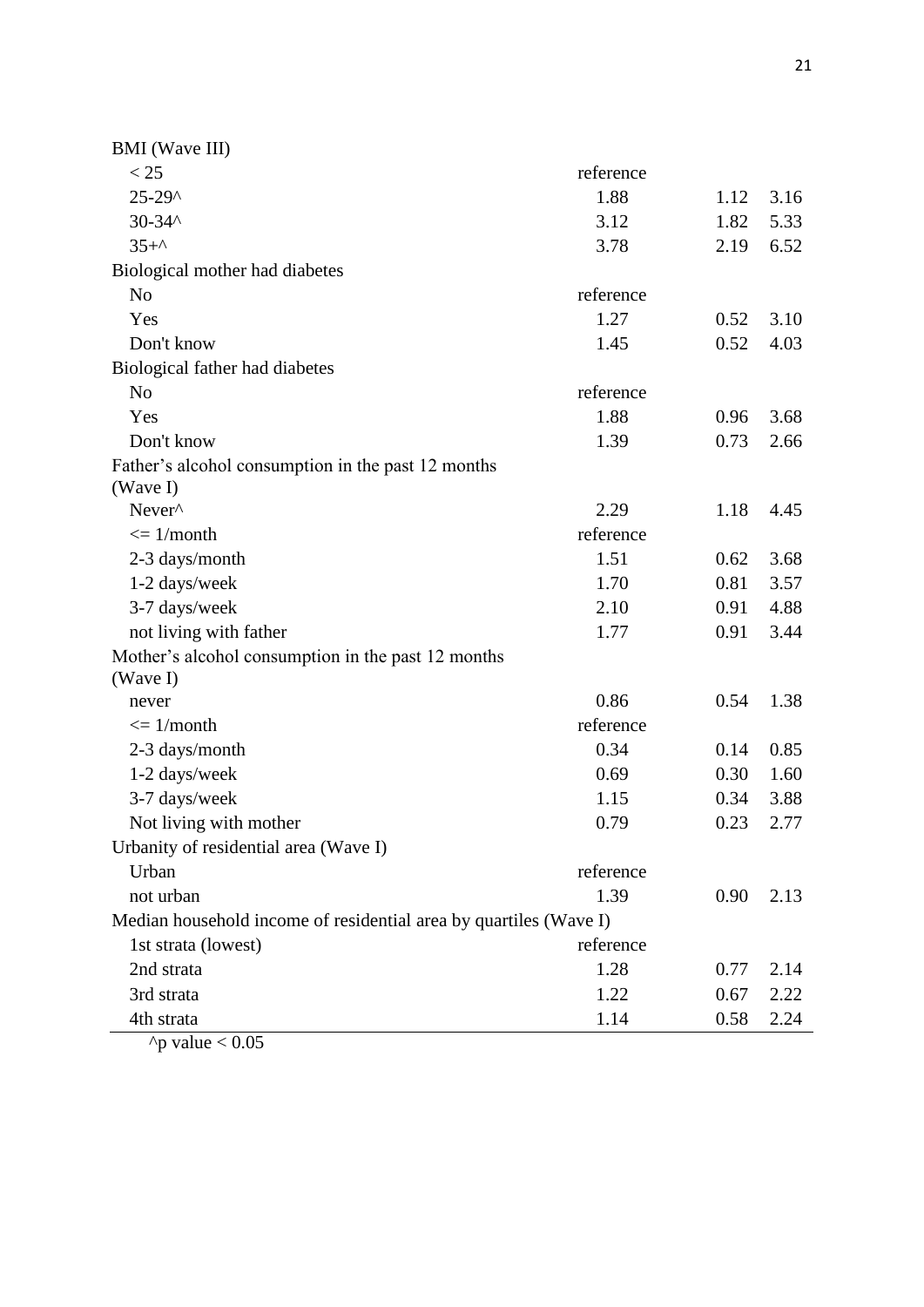| | | | |
|---|---|---|---|
| BMI (Wave III) | | | |
| < 25 | reference | | |
| 25-29^ | 1.88 | 1.12 | 3.16 |
| 30-34^ | 3.12 | 1.82 | 5.33 |
| 35+^ | 3.78 | 2.19 | 6.52 |
| Biological mother had diabetes | | | |
| No | reference | | |
| Yes | 1.27 | 0.52 | 3.10 |
| Don't know | 1.45 | 0.52 | 4.03 |
| Biological father had diabetes | | | |
| No | reference | | |
| Yes | 1.88 | 0.96 | 3.68 |
| Don't know | 1.39 | 0.73 | 2.66 |
| Father's alcohol consumption in the past 12 months (Wave I) | | | |
| Never^ | 2.29 | 1.18 | 4.45 |
| <= 1/month | reference | | |
| 2-3 days/month | 1.51 | 0.62 | 3.68 |
| 1-2 days/week | 1.70 | 0.81 | 3.57 |
| 3-7 days/week | 2.10 | 0.91 | 4.88 |
| not living with father | 1.77 | 0.91 | 3.44 |
| Mother's alcohol consumption in the past 12 months (Wave I) | | | |
| never | 0.86 | 0.54 | 1.38 |
| <= 1/month | reference | | |
| 2-3 days/month | 0.34 | 0.14 | 0.85 |
| 1-2 days/week | 0.69 | 0.30 | 1.60 |
| 3-7 days/week | 1.15 | 0.34 | 3.88 |
| Not living with mother | 0.79 | 0.23 | 2.77 |
| Urbanity of residential area (Wave I) | | | |
| Urban | reference | | |
| not urban | 1.39 | 0.90 | 2.13 |
| Median household income of residential area by quartiles (Wave I) | | | |
| 1st strata (lowest) | reference | | |
| 2nd strata | 1.28 | 0.77 | 2.14 |
| 3rd strata | 1.22 | 0.67 | 2.22 |
| 4th strata | 1.14 | 0.58 | 2.24 |

^p value < 0.05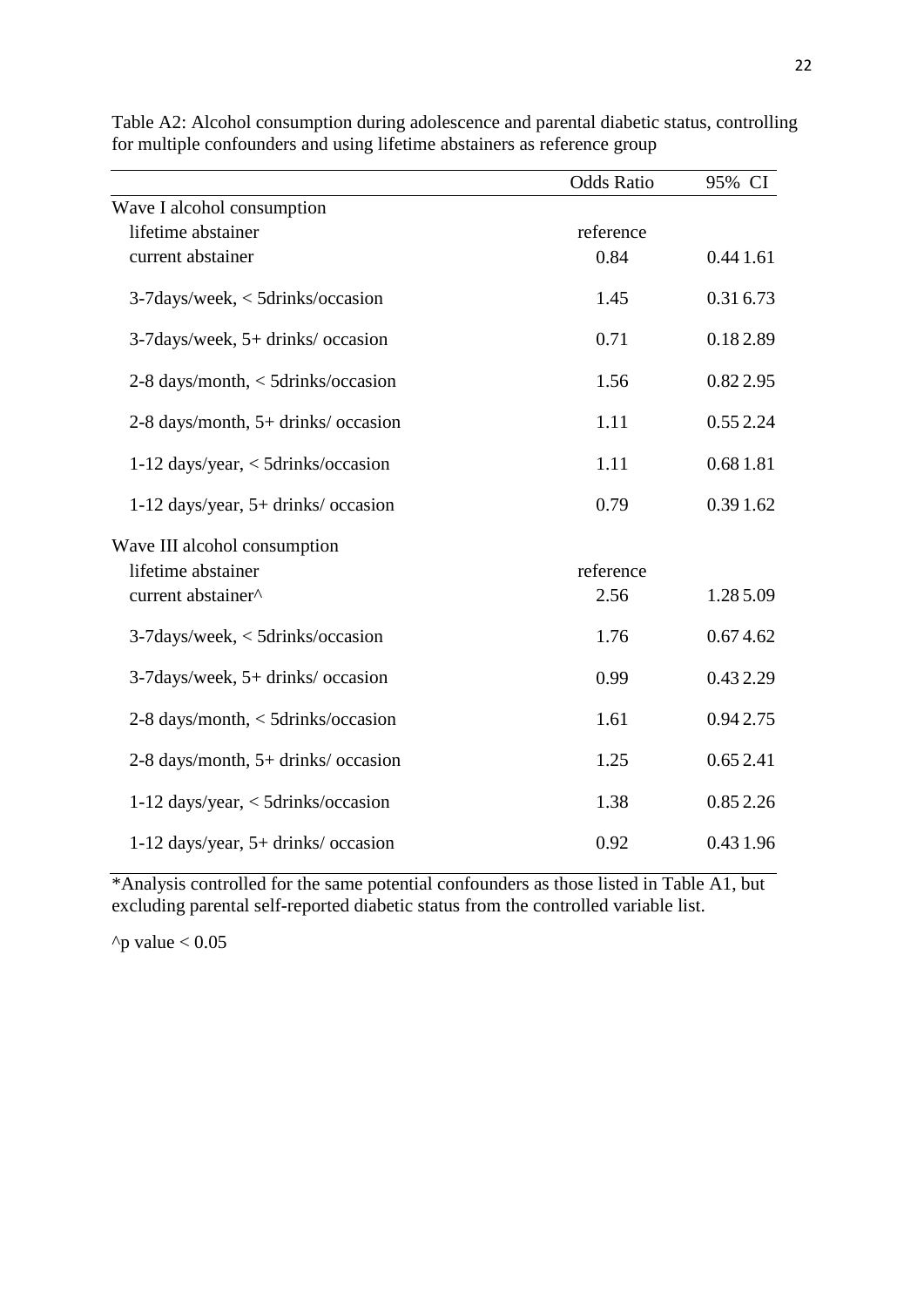Table A2: Alcohol consumption during adolescence and parental diabetic status, controlling for multiple confounders and using lifetime abstainers as reference group

| | Odds Ratio | 95% CI |
| --- | --- | --- |
| Wave I alcohol consumption | | |
| lifetime abstainer | reference | |
| current abstainer | 0.84 | 0.44 1.61 |
| 3-7days/week, < 5drinks/occasion | 1.45 | 0.31 6.73 |
| 3-7days/week, 5+ drinks/ occasion | 0.71 | 0.18 2.89 |
| 2-8 days/month, < 5drinks/occasion | 1.56 | 0.82 2.95 |
| 2-8 days/month, 5+ drinks/ occasion | 1.11 | 0.55 2.24 |
| 1-12 days/year, < 5drinks/occasion | 1.11 | 0.68 1.81 |
| 1-12 days/year, 5+ drinks/ occasion | 0.79 | 0.39 1.62 |
| Wave III alcohol consumption | | |
| lifetime abstainer | reference | |
| current abstainer^ | 2.56 | 1.28 5.09 |
| 3-7days/week, < 5drinks/occasion | 1.76 | 0.67 4.62 |
| 3-7days/week, 5+ drinks/ occasion | 0.99 | 0.43 2.29 |
| 2-8 days/month, < 5drinks/occasion | 1.61 | 0.94 2.75 |
| 2-8 days/month, 5+ drinks/ occasion | 1.25 | 0.65 2.41 |
| 1-12 days/year, < 5drinks/occasion | 1.38 | 0.85 2.26 |
| 1-12 days/year, 5+ drinks/ occasion | 0.92 | 0.43 1.96 |

*Analysis controlled for the same potential confounders as those listed in Table A1, but excluding parental self-reported diabetic status from the controlled variable list.

^p value < 0.05